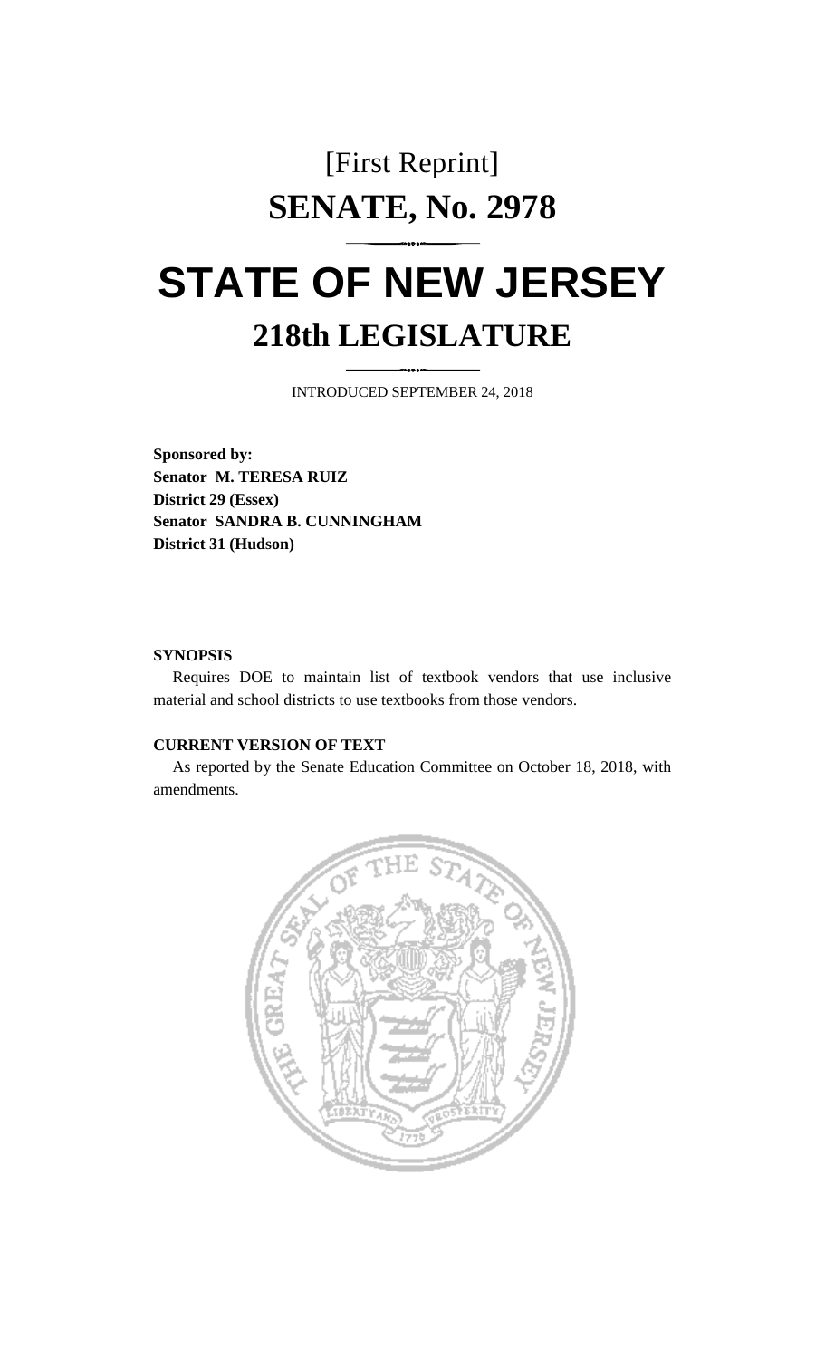[First Reprint]

# SENATE, No. 2978

# STATE OF NEW JERSEY

## 218th LEGISLATURE

INTRODUCED SEPTEMBER 24, 2018

**Sponsored by:**
**Senator M. TERESA RUIZ**
**District 29 (Essex)**
**Senator SANDRA B. CUNNINGHAM**
**District 31 (Hudson)**

**SYNOPSIS**

Requires DOE to maintain list of textbook vendors that use inclusive material and school districts to use textbooks from those vendors.

**CURRENT VERSION OF TEXT**

As reported by the Senate Education Committee on October 18, 2018, with amendments.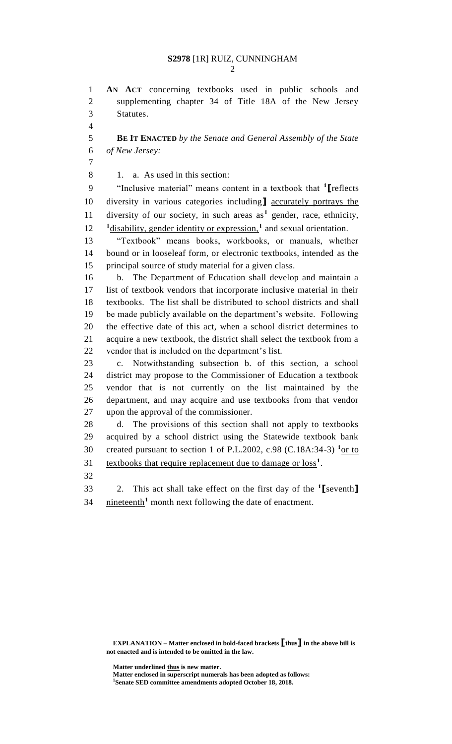AN ACT concerning textbooks used in public schools and supplementing chapter 34 of Title 18A of the New Jersey Statutes.

**BE IT ENACTED** *by the Senate and General Assembly of the State of New Jersey:*

1. a. As used in this section:

"Inclusive material" means content in a textbook that [1]**[**reflects diversity in various categories including**]** accurately portrays the diversity of our society, in such areas as[1] gender, race, ethnicity, [1]disability, gender identity or expression,[1] and sexual orientation.

"Textbook" means books, workbooks, or manuals, whether bound or in looseleaf form, or electronic textbooks, intended as the principal source of study material for a given class.

b. The Department of Education shall develop and maintain a list of textbook vendors that incorporate inclusive material in their textbooks. The list shall be distributed to school districts and shall be made publicly available on the department's website. Following the effective date of this act, when a school district determines to acquire a new textbook, the district shall select the textbook from a vendor that is included on the department's list.

c. Notwithstanding subsection b. of this section, a school district may propose to the Commissioner of Education a textbook vendor that is not currently on the list maintained by the department, and may acquire and use textbooks from that vendor upon the approval of the commissioner.

d. The provisions of this section shall not apply to textbooks acquired by a school district using the Statewide textbook bank created pursuant to section 1 of P.L.2002, c.98 (C.18A:34-3) [1]or to textbooks that require replacement due to damage or loss[1].

2. This act shall take effect on the first day of the [1]**[**seventh**]** nineteenth[1] month next following the date of enactment.

**EXPLANATION – Matter enclosed in bold-faced brackets [thus] in the above bill is not enacted and is intended to be omitted in the law.**

**Matter underlined thus is new matter.**
**Matter enclosed in superscript numerals has been adopted as follows:**
**[1]Senate SED committee amendments adopted October 18, 2018.**